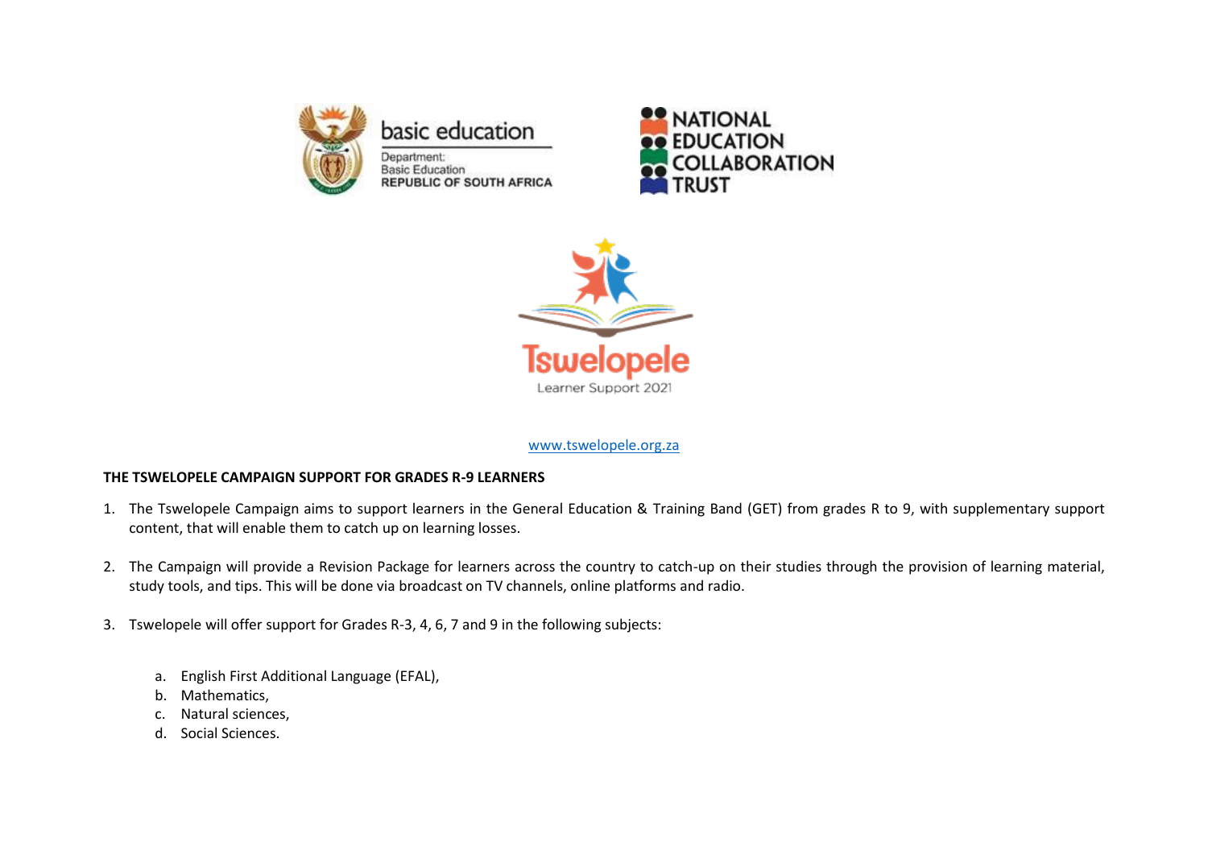basic education

Department:
Basic Education
REPUBLIC OF SOUTH AFRICA

NATIONAL EDUCATION COLLABORATION TRUST

Tswelopele
Learner Support 2021

www.tswelopele.org.za

**THE TSWELOPELE CAMPAIGN SUPPORT FOR GRADES R-9 LEARNERS**

1. The Tswelopele Campaign aims to support learners in the General Education & Training Band (GET) from grades R to 9, with supplementary support content, that will enable them to catch up on learning losses.

2. The Campaign will provide a Revision Package for learners across the country to catch-up on their studies through the provision of learning material, study tools, and tips. This will be done via broadcast on TV channels, online platforms and radio.

3. Tswelopele will offer support for Grades R-3, 4, 6, 7 and 9 in the following subjects:

    a. English First Additional Language (EFAL),
    b. Mathematics,
    c. Natural sciences,
    d. Social Sciences.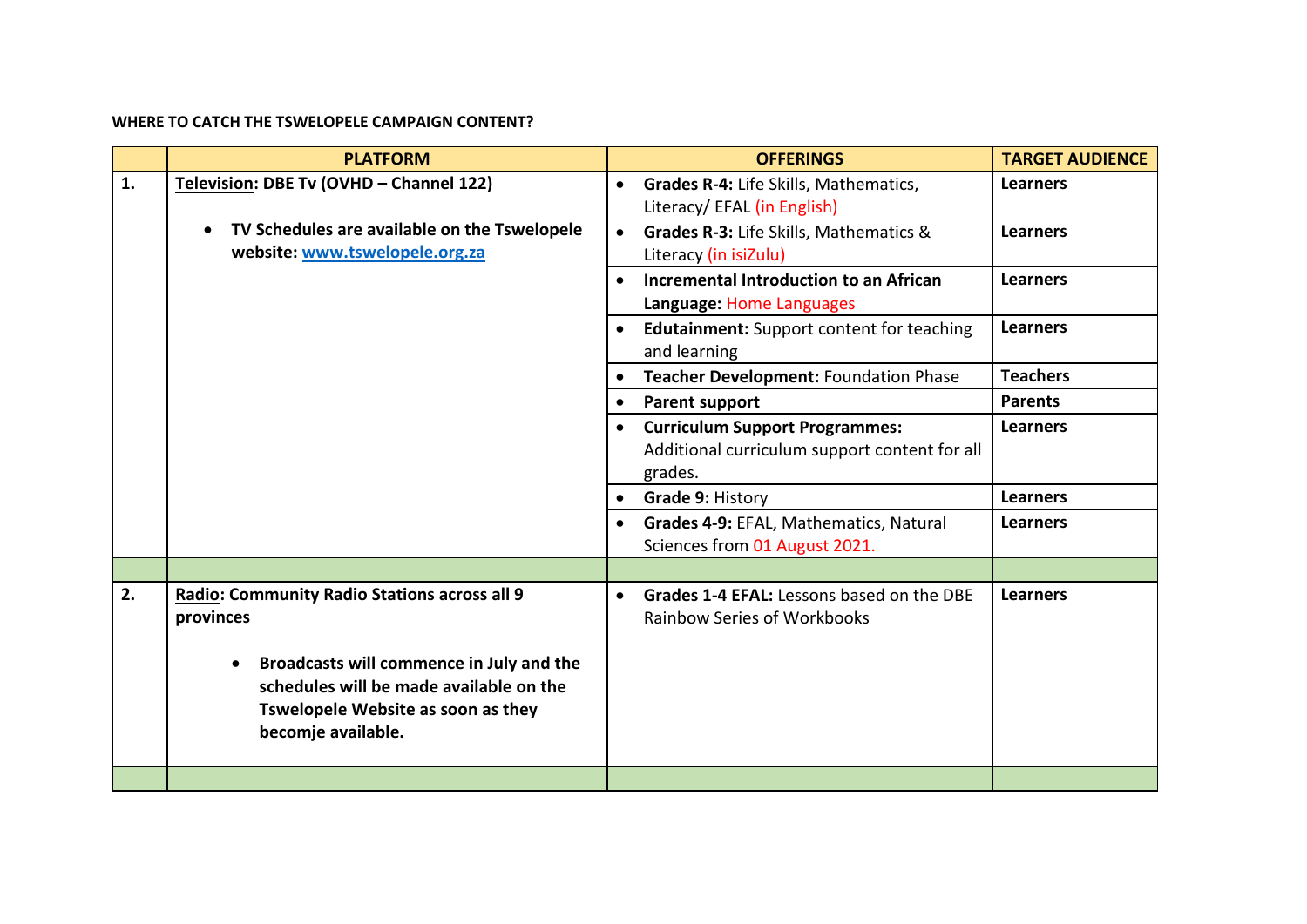**WHERE TO CATCH THE TSWELOPELE CAMPAIGN CONTENT?**

| | PLATFORM | OFFERINGS | TARGET AUDIENCE |
|---|---|---|---|
| **1.** | **Television: DBE Tv (OVHD – Channel 122)**<br><br>• **TV Schedules are available on the Tswelopele website: [www.tswelopele.org.za](http://www.tswelopele.org.za)** | • **Grades R-4:** Life Skills, Mathematics, Literacy/ EFAL (in English) | **Learners** |
| | | • **Grades R-3:** Life Skills, Mathematics & Literacy (in isiZulu) | **Learners** |
| | | • **Incremental Introduction to an African Language:** Home Languages | **Learners** |
| | | • **Edutainment:** Support content for teaching and learning | **Learners** |
| | | • **Teacher Development:** Foundation Phase | **Teachers** |
| | | • **Parent support** | **Parents** |
| | | • **Curriculum Support Programmes:** Additional curriculum support content for all grades. | **Learners** |
| | | • **Grade 9:** History | **Learners** |
| | | • **Grades 4-9:** EFAL, Mathematics, Natural Sciences from 01 August 2021. | **Learners** |
| | | | |
| **2.** | **Radio: Community Radio Stations across all 9 provinces**<br><br>• **Broadcasts will commence in July and the schedules will be made available on the Tswelopele Website as soon as they becomje available.** | • **Grades 1-4 EFAL:** Lessons based on the DBE Rainbow Series of Workbooks | **Learners** |
| | | | |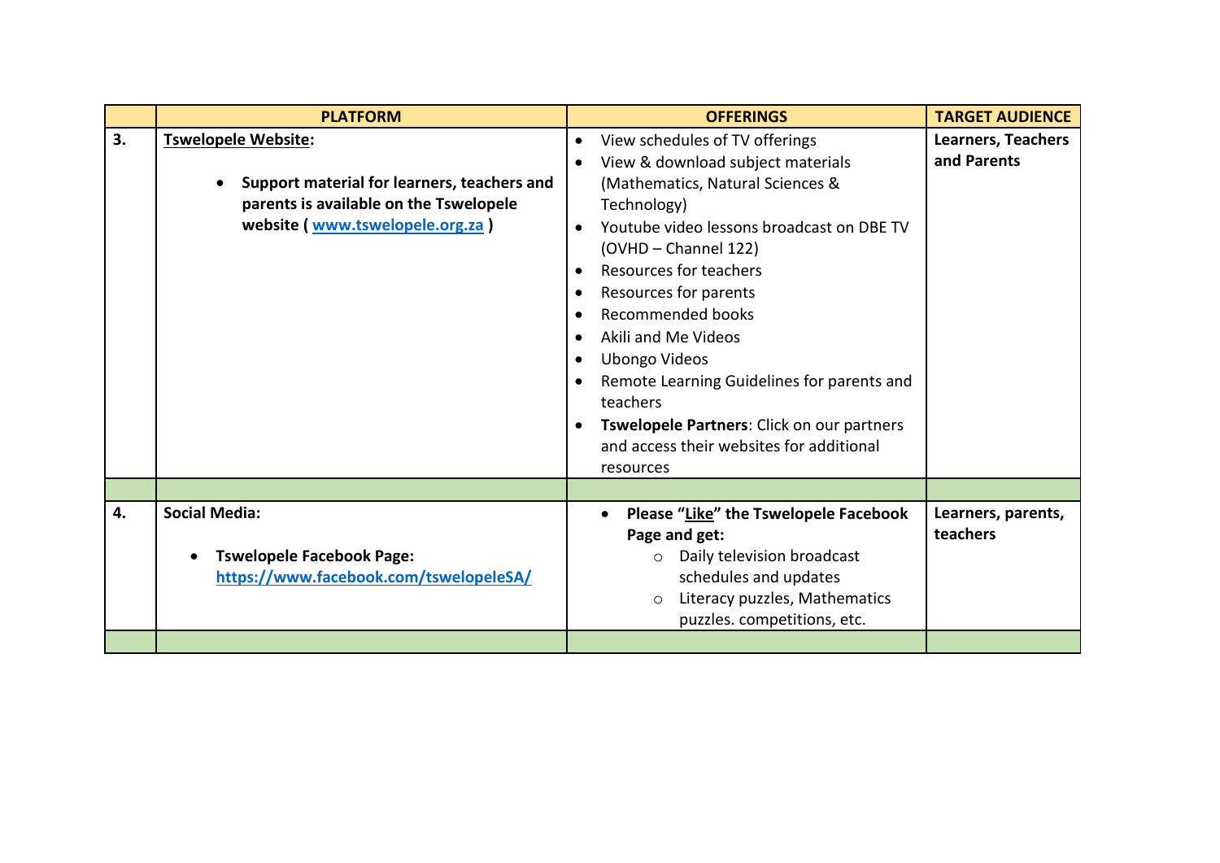| | PLATFORM | OFFERINGS | TARGET AUDIENCE |
|---|---|---|---|
| **3.** | **Tswelopele Website:**<br><br>• **Support material for learners, teachers and parents is available on the Tswelopele website ( [www.tswelopele.org.za](www.tswelopele.org.za) )** | • View schedules of TV offerings<br>• View & download subject materials (Mathematics, Natural Sciences & Technology)<br>• Youtube video lessons broadcast on DBE TV (OVHD – Channel 122)<br>• Resources for teachers<br>• Resources for parents<br>• Recommended books<br>• Akili and Me Videos<br>• Ubongo Videos<br>• Remote Learning Guidelines for parents and teachers<br>• **Tswelopele Partners**: Click on our partners and access their websites for additional resources | **Learners, Teachers and Parents** |
| | | | |
| **4.** | **Social Media:**<br><br>• **Tswelopele Facebook Page:** **[https://www.facebook.com/tswelopeleSA/](https://www.facebook.com/tswelopeleSA/)** | • **Please "Like" the Tswelopele Facebook Page and get:**<br>&nbsp;&nbsp;&nbsp;&nbsp;○ Daily television broadcast schedules and updates<br>&nbsp;&nbsp;&nbsp;&nbsp;○ Literacy puzzles, Mathematics puzzles. competitions, etc. | **Learners, parents, teachers** |
| | | | |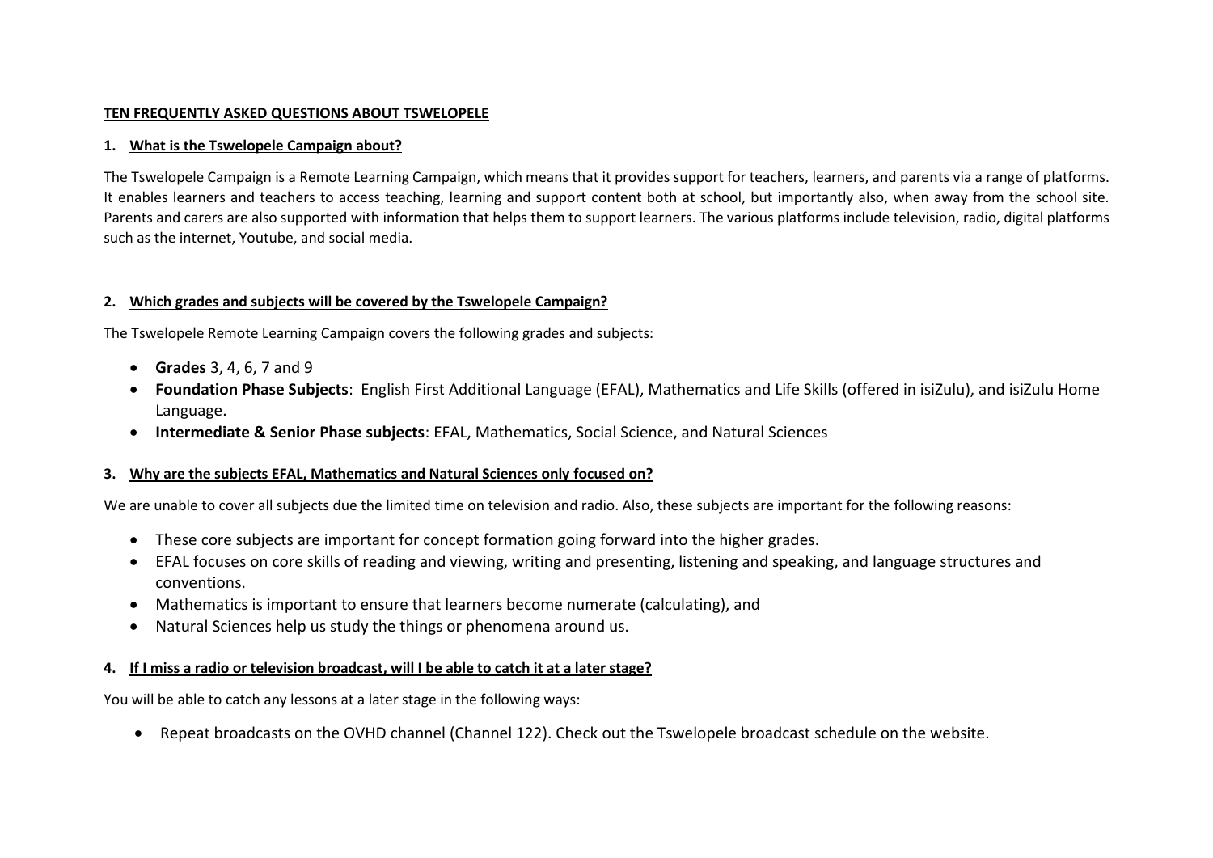## TEN FREQUENTLY ASKED QUESTIONS ABOUT TSWELOPELE

### 1. What is the Tswelopele Campaign about?

The Tswelopele Campaign is a Remote Learning Campaign, which means that it provides support for teachers, learners, and parents via a range of platforms. It enables learners and teachers to access teaching, learning and support content both at school, but importantly also, when away from the school site. Parents and carers are also supported with information that helps them to support learners. The various platforms include television, radio, digital platforms such as the internet, Youtube, and social media.

### 2. Which grades and subjects will be covered by the Tswelopele Campaign?

The Tswelopele Remote Learning Campaign covers the following grades and subjects:

- **Grades** 3, 4, 6, 7 and 9
- **Foundation Phase Subjects**: English First Additional Language (EFAL), Mathematics and Life Skills (offered in isiZulu), and isiZulu Home Language.
- **Intermediate & Senior Phase subjects**: EFAL, Mathematics, Social Science, and Natural Sciences

### 3. Why are the subjects EFAL, Mathematics and Natural Sciences only focused on?

We are unable to cover all subjects due the limited time on television and radio. Also, these subjects are important for the following reasons:

- These core subjects are important for concept formation going forward into the higher grades.
- EFAL focuses on core skills of reading and viewing, writing and presenting, listening and speaking, and language structures and conventions.
- Mathematics is important to ensure that learners become numerate (calculating), and
- Natural Sciences help us study the things or phenomena around us.

### 4. If I miss a radio or television broadcast, will I be able to catch it at a later stage?

You will be able to catch any lessons at a later stage in the following ways:

- Repeat broadcasts on the OVHD channel (Channel 122). Check out the Tswelopele broadcast schedule on the website.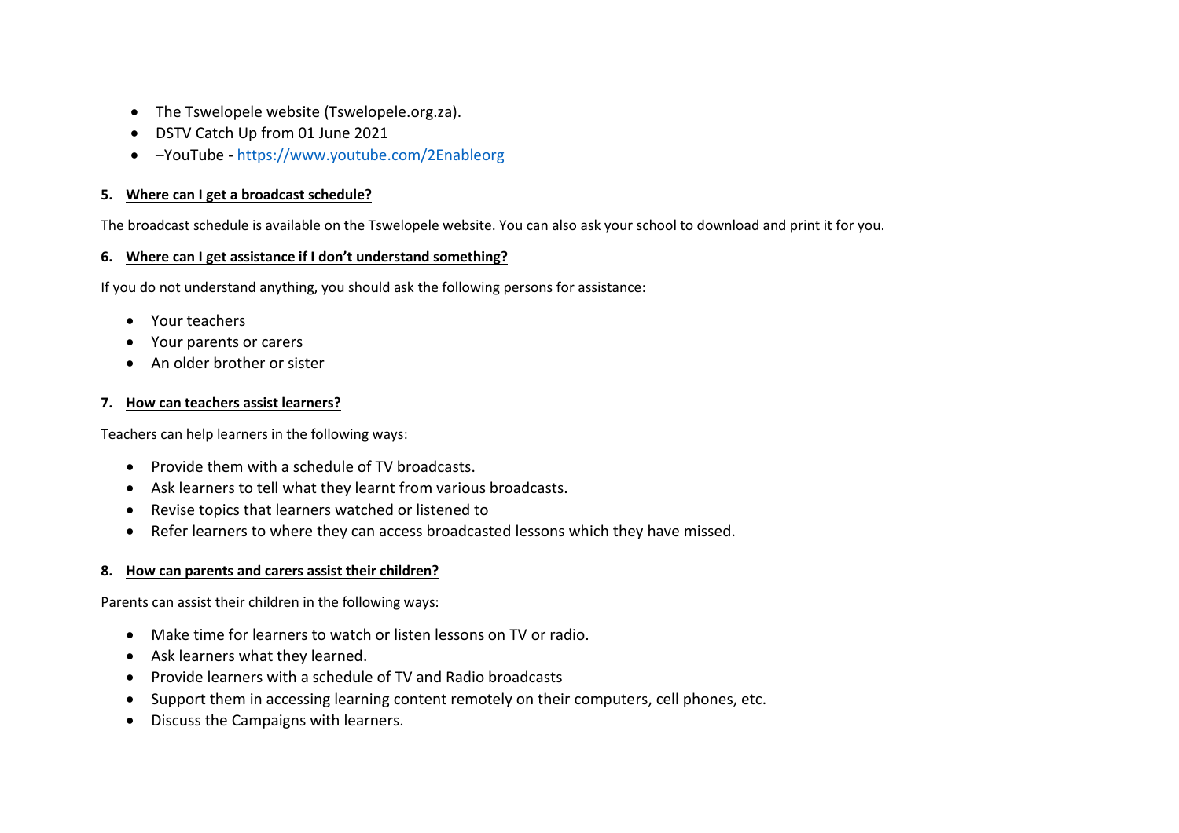- The Tswelopele website (Tswelopele.org.za).
- DSTV Catch Up from 01 June 2021
- –YouTube - https://www.youtube.com/2Enableorg

**5. Where can I get a broadcast schedule?**

The broadcast schedule is available on the Tswelopele website. You can also ask your school to download and print it for you.

**6. Where can I get assistance if I don't understand something?**

If you do not understand anything, you should ask the following persons for assistance:

- Your teachers
- Your parents or carers
- An older brother or sister

**7. How can teachers assist learners?**

Teachers can help learners in the following ways:

- Provide them with a schedule of TV broadcasts.
- Ask learners to tell what they learnt from various broadcasts.
- Revise topics that learners watched or listened to
- Refer learners to where they can access broadcasted lessons which they have missed.

**8. How can parents and carers assist their children?**

Parents can assist their children in the following ways:

- Make time for learners to watch or listen lessons on TV or radio.
- Ask learners what they learned.
- Provide learners with a schedule of TV and Radio broadcasts
- Support them in accessing learning content remotely on their computers, cell phones, etc.
- Discuss the Campaigns with learners.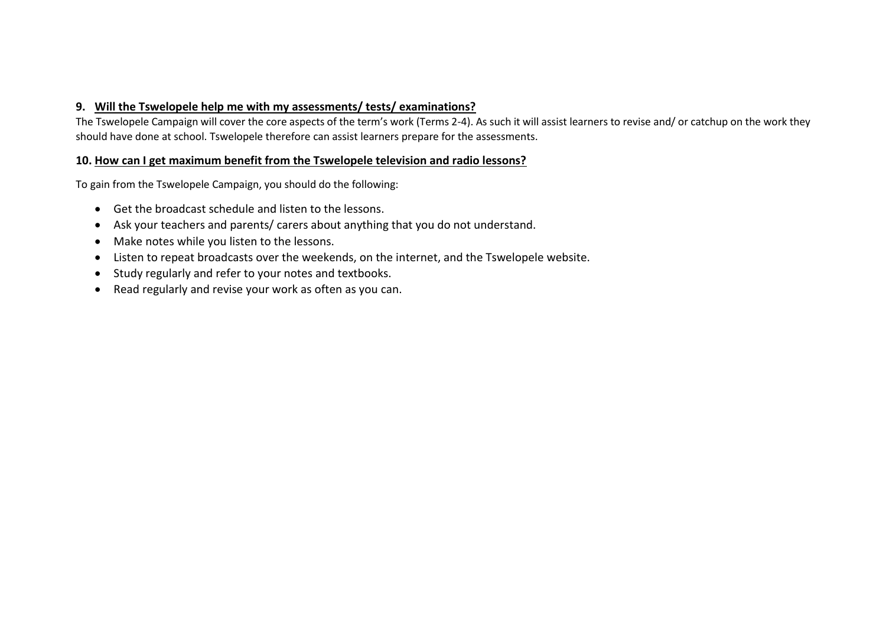**9. Will the Tswelopele help me with my assessments/ tests/ examinations?**

The Tswelopele Campaign will cover the core aspects of the term's work (Terms 2-4). As such it will assist learners to revise and/ or catchup on the work they should have done at school. Tswelopele therefore can assist learners prepare for the assessments.

**10. How can I get maximum benefit from the Tswelopele television and radio lessons?**

To gain from the Tswelopele Campaign, you should do the following:

- Get the broadcast schedule and listen to the lessons.
- Ask your teachers and parents/ carers about anything that you do not understand.
- Make notes while you listen to the lessons.
- Listen to repeat broadcasts over the weekends, on the internet, and the Tswelopele website.
- Study regularly and refer to your notes and textbooks.
- Read regularly and revise your work as often as you can.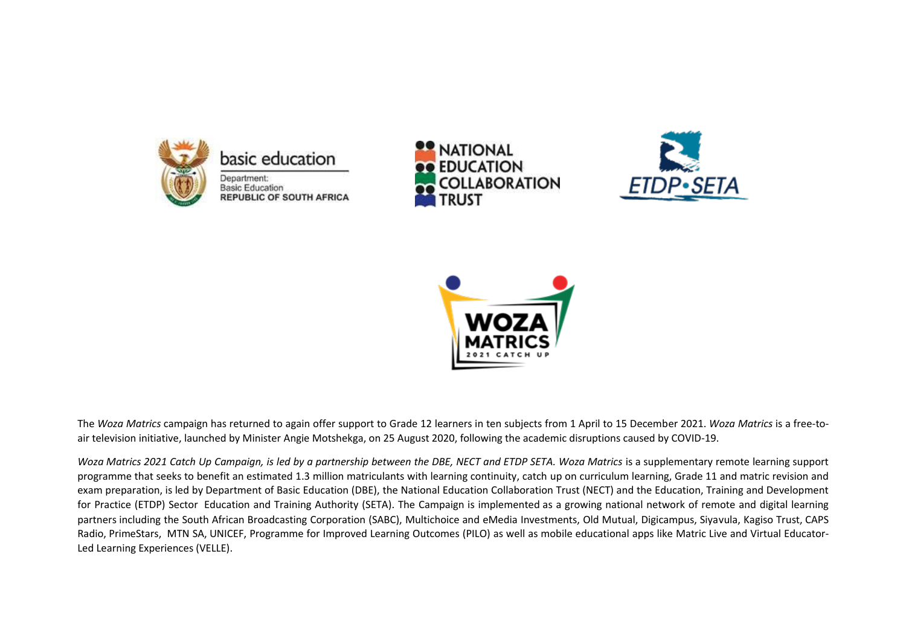The *Woza Matrics* campaign has returned to again offer support to Grade 12 learners in ten subjects from 1 April to 15 December 2021. *Woza Matrics* is a free-to-air television initiative, launched by Minister Angie Motshekga, on 25 August 2020, following the academic disruptions caused by COVID-19.

*Woza Matrics 2021 Catch Up Campaign, is led by a partnership between the DBE, NECT and ETDP SETA. Woza Matrics* is a supplementary remote learning support programme that seeks to benefit an estimated 1.3 million matriculants with learning continuity, catch up on curriculum learning, Grade 11 and matric revision and exam preparation, is led by Department of Basic Education (DBE), the National Education Collaboration Trust (NECT) and the Education, Training and Development for Practice (ETDP) Sector Education and Training Authority (SETA). The Campaign is implemented as a growing national network of remote and digital learning partners including the South African Broadcasting Corporation (SABC), Multichoice and eMedia Investments, Old Mutual, Digicampus, Siyavula, Kagiso Trust, CAPS Radio, PrimeStars, MTN SA, UNICEF, Programme for Improved Learning Outcomes (PILO) as well as mobile educational apps like Matric Live and Virtual Educator-Led Learning Experiences (VELLE).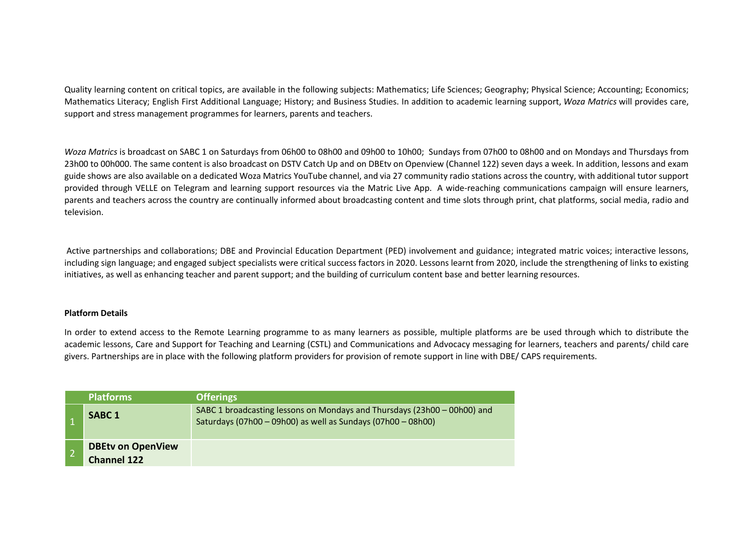Quality learning content on critical topics, are available in the following subjects: Mathematics; Life Sciences; Geography; Physical Science; Accounting; Economics; Mathematics Literacy; English First Additional Language; History; and Business Studies. In addition to academic learning support, *Woza Matrics* will provides care, support and stress management programmes for learners, parents and teachers.

*Woza Matrics* is broadcast on SABC 1 on Saturdays from 06h00 to 08h00 and 09h00 to 10h00; Sundays from 07h00 to 08h00 and on Mondays and Thursdays from 23h00 to 00h000. The same content is also broadcast on DSTV Catch Up and on DBEtv on Openview (Channel 122) seven days a week. In addition, lessons and exam guide shows are also available on a dedicated Woza Matrics YouTube channel, and via 27 community radio stations across the country, with additional tutor support provided through VELLE on Telegram and learning support resources via the Matric Live App. A wide-reaching communications campaign will ensure learners, parents and teachers across the country are continually informed about broadcasting content and time slots through print, chat platforms, social media, radio and television.

Active partnerships and collaborations; DBE and Provincial Education Department (PED) involvement and guidance; integrated matric voices; interactive lessons, including sign language; and engaged subject specialists were critical success factors in 2020. Lessons learnt from 2020, include the strengthening of links to existing initiatives, as well as enhancing teacher and parent support; and the building of curriculum content base and better learning resources.

**Platform Details**

In order to extend access to the Remote Learning programme to as many learners as possible, multiple platforms are be used through which to distribute the academic lessons, Care and Support for Teaching and Learning (CSTL) and Communications and Advocacy messaging for learners, teachers and parents/ child care givers. Partnerships are in place with the following platform providers for provision of remote support in line with DBE/ CAPS requirements.

| | Platforms | Offerings |
|---|---|---|
| 1 | **SABC 1** | SABC 1 broadcasting lessons on Mondays and Thursdays (23h00 – 00h00) and Saturdays (07h00 – 09h00) as well as Sundays (07h00 – 08h00) |
| 2 | **DBEtv on OpenView Channel 122** | |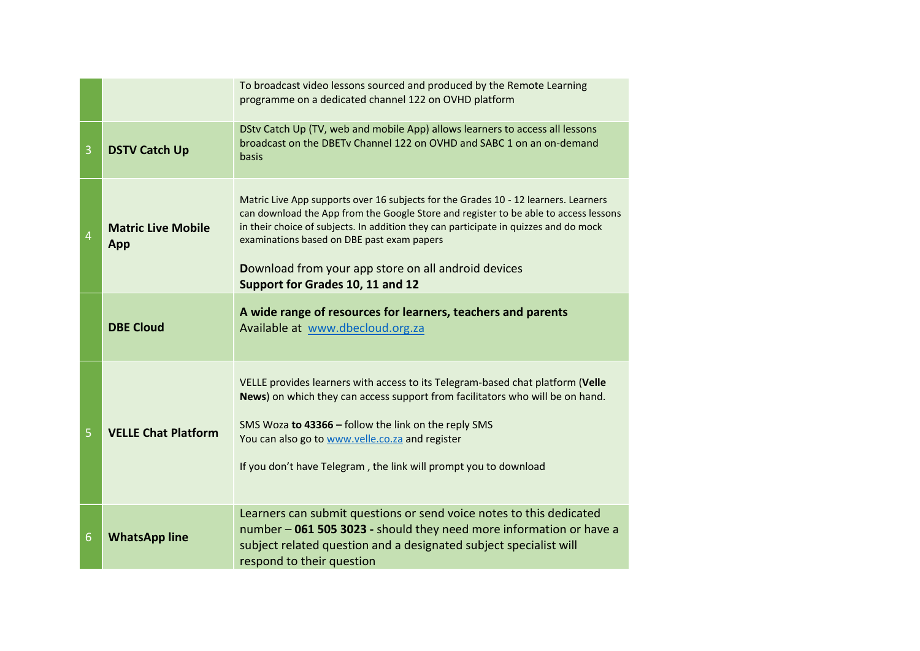| | | |
|---|---|---|
| | | To broadcast video lessons sourced and produced by the Remote Learning programme on a dedicated channel 122 on OVHD platform |
| 3 | **DSTV Catch Up** | DStv Catch Up (TV, web and mobile App) allows learners to access all lessons broadcast on the DBETv Channel 122 on OVHD and SABC 1 on an on-demand basis |
| 4 | **Matric Live Mobile App** | Matric Live App supports over 16 subjects for the Grades 10 - 12 learners. Learners can download the App from the Google Store and register to be able to access lessons in their choice of subjects. In addition they can participate in quizzes and do mock examinations based on DBE past exam papers<br><br>**D**ownload from your app store on all android devices<br>**Support for Grades 10, 11 and 12** |
| | **DBE Cloud** | **A wide range of resources for learners, teachers and parents**<br>Available at [www.dbecloud.org.za](www.dbecloud.org.za) |
| 5 | **VELLE Chat Platform** | VELLE provides learners with access to its Telegram-based chat platform (**Velle News**) on which they can access support from facilitators who will be on hand.<br><br>SMS Woza **to 43366 –** follow the link on the reply SMS<br>You can also go to [www.velle.co.za](www.velle.co.za) and register<br><br>If you don't have Telegram , the link will prompt you to download |
| 6 | **WhatsApp line** | Learners can submit questions or send voice notes to this dedicated number – **061 505 3023 -** should they need more information or have a subject related question and a designated subject specialist will respond to their question |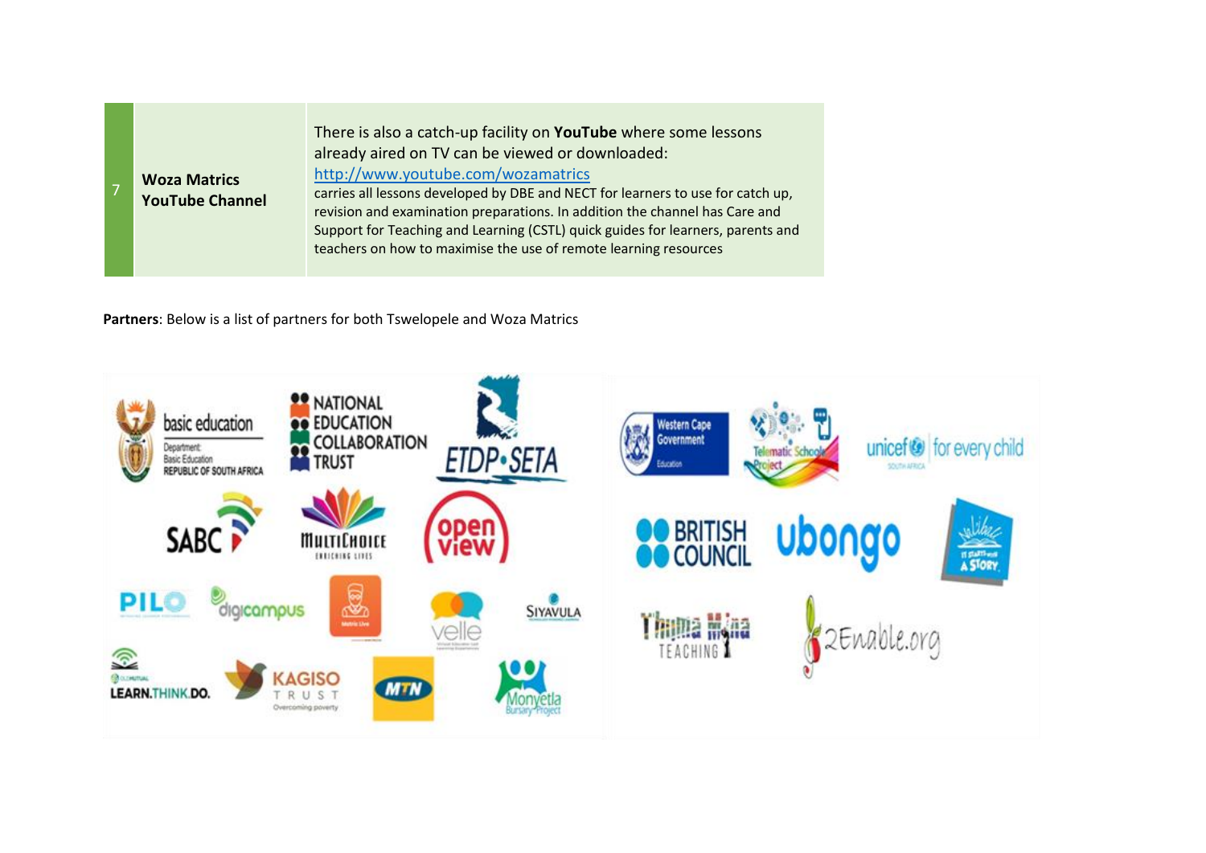| | | |
|---|---|---|
| 7 | **Woza Matrics YouTube Channel** | There is also a catch-up facility on **YouTube** where some lessons already aired on TV can be viewed or downloaded: http://www.youtube.com/wozamatrics carries all lessons developed by DBE and NECT for learners to use for catch up, revision and examination preparations. In addition the channel has Care and Support for Teaching and Learning (CSTL) quick guides for learners, parents and teachers on how to maximise the use of remote learning resources |

**Partners**: Below is a list of partners for both Tswelopele and Woza Matrics